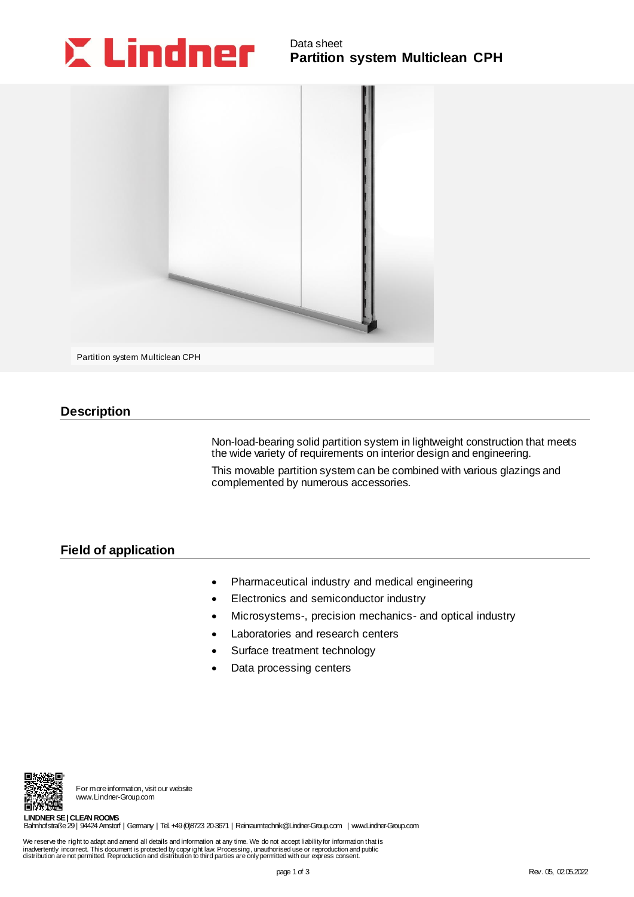Data sheet

# Partition system Multiclean CPH

Partition system Multiclean CPH

## Description

Non-load-bearing solid partition system in lightweight construction that meets the wide variety of requirements on interior design and engineering.

This movable partition system can be combined with various glazings and complemented by numerous accessories.

## Field of application

- Pharmaceutical industry and medical engineering
- Electronics and semiconductor industry
- Microsystems-, precision mechanics- and optical industry
- Laboratories and research centers
- Surface treatment technology
- Data processing centers

For more information, visit our website www.Lindner-Group.com

**LINDNER SE | CLEAN ROOMS**
Bahnhofstraße 29 | 94424 Arnstorf | Germany | Tel. +49 (0)8723 20-3671 | Reinraumtechnik@Lindner-Group.com | www.Lindner-Group.com

We reserve the right to adapt and amend all details and information at any time. We do not accept liability for information that is inadvertently incorrect. This document is protected by copyright law. Processing, unauthorised use or reproduction and public distribution are not permitted. Reproduction and distribution to third parties are only permitted with our express consent.

Rev. 05, 02.05.2022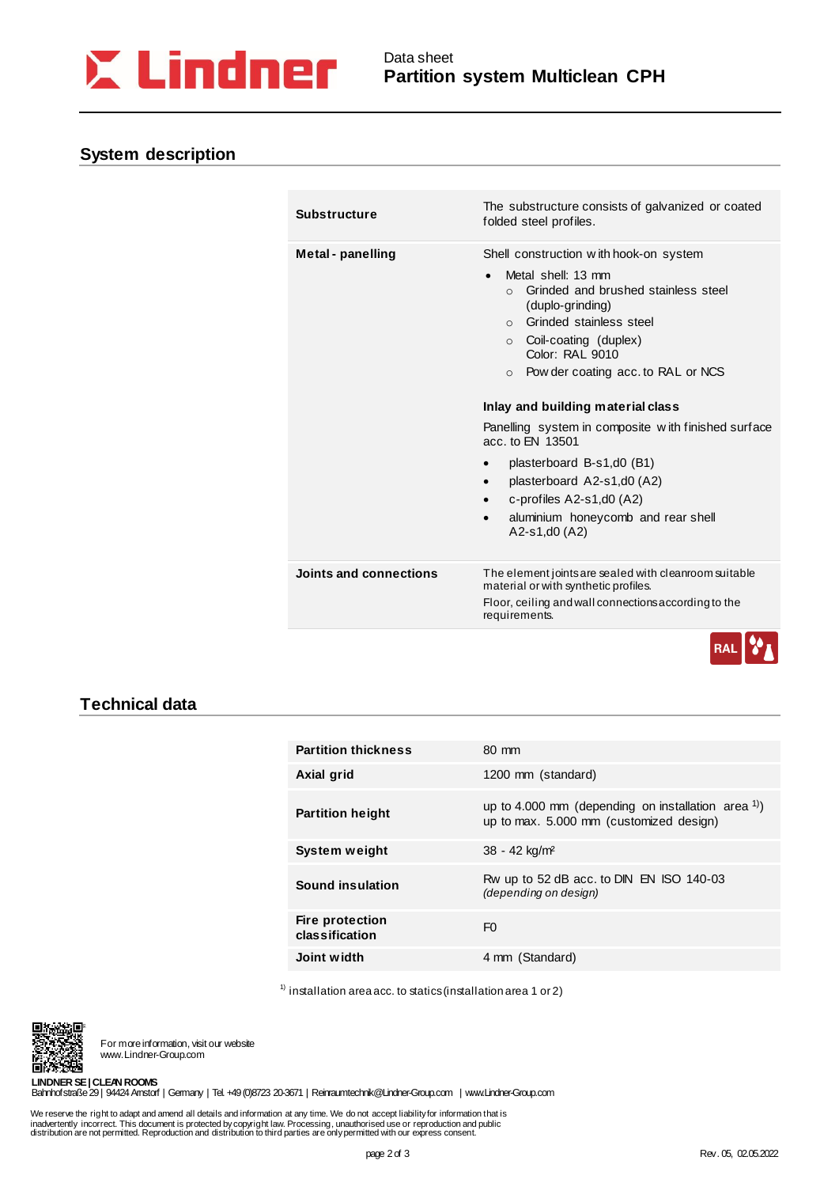## System description

| | |
|---|---|
| **Substructure** | The substructure consists of galvanized or coated folded steel profiles. |
| **Metal - panelling** | Shell construction with hook-on system<br>• Metal shell: 13 mm<br>  ○ Grinded and brushed stainless steel (duplo-grinding)<br>  ○ Grinded stainless steel<br>  ○ Coil-coating (duplex) Color: RAL 9010<br>  ○ Powder coating acc. to RAL or NCS<br><br>**Inlay and building material class**<br>Panelling system in composite with finished surface acc. to EN 13501<br>• plasterboard B-s1,d0 (B1)<br>• plasterboard A2-s1,d0 (A2)<br>• c-profiles A2-s1,d0 (A2)<br>• aluminium honeycomb and rear shell A2-s1,d0 (A2) |
| **Joints and connections** | The element joints are sealed with cleanroom suitable material or with synthetic profiles.<br>Floor, ceiling and wall connections according to the requirements. |

## Technical data

| | |
|---|---|
| **Partition thickness** | 80 mm |
| **Axial grid** | 1200 mm (standard) |
| **Partition height** | up to 4.000 mm (depending on installation area [1])<br>up to max. 5.000 mm (customized design) |
| **System weight** | 38 - 42 kg/m² |
| **Sound insulation** | Rw up to 52 dB acc. to DIN EN ISO 140-03<br>*(depending on design)* |
| **Fire protection classification** | F0 |
| **Joint width** | 4 mm (Standard) |

[1] installation area acc. to statics (installation area 1 or 2)

For more information, visit our website www.Lindner-Group.com

**LINDNER SE | CLEAN ROOMS**
Bahnhofstraße 29 | 94424 Arnstorf | Germany | Tel. +49 (0)8723 20-3671 | Reinraumtechnik@Lindner-Group.com | www.Lindner-Group.com

We reserve the right to adapt and amend all details and information at any time. We do not accept liability for information that is inadvertently incorrect. This document is protected by copyright law. Processing, unauthorised use or reproduction and public distribution are not permitted. Reproduction and distribution to third parties are only permitted with our express consent.

Rev. 05, 02.05.2022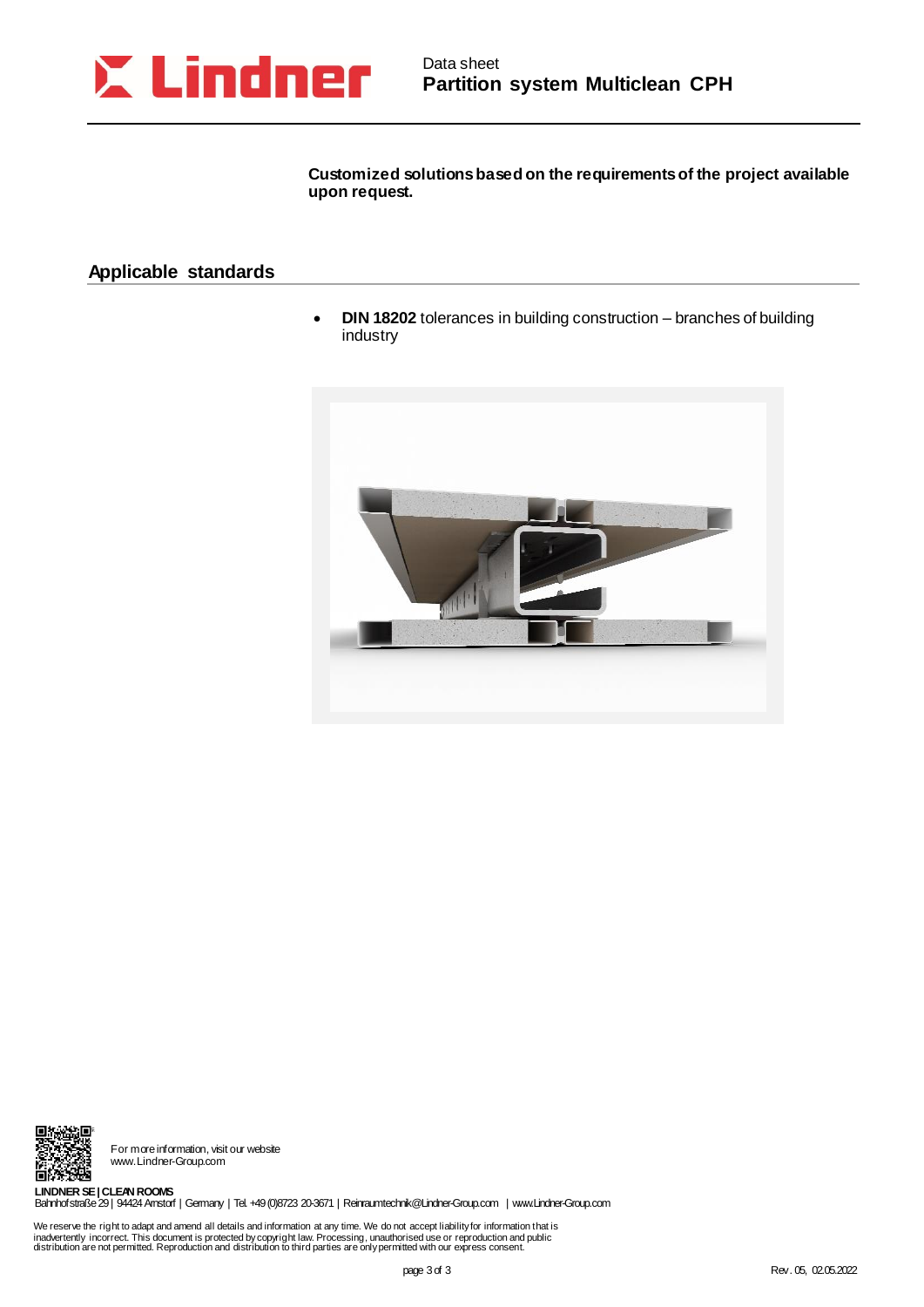**Customized solutions based on the requirements of the project available upon request.**

## Applicable standards

- **DIN 18202** tolerances in building construction – branches of building industry

For more information, visit our website www.Lindner-Group.com

**LINDNER SE | CLEAN ROOMS**
Bahnhofstraße 29 | 94424 Arnstorf | Germany | Tel. +49 (0)8723 20-3671 | Reinraumtechnik@Lindner-Group.com | www.Lindner-Group.com

We reserve the right to adapt and amend all details and information at any time. We do not accept liability for information that is inadvertently incorrect. This document is protected by copyright law. Processing, unauthorised use or reproduction and public distribution are not permitted. Reproduction and distribution to third parties are only permitted with our express consent.

Rev. 05, 02.05.2022